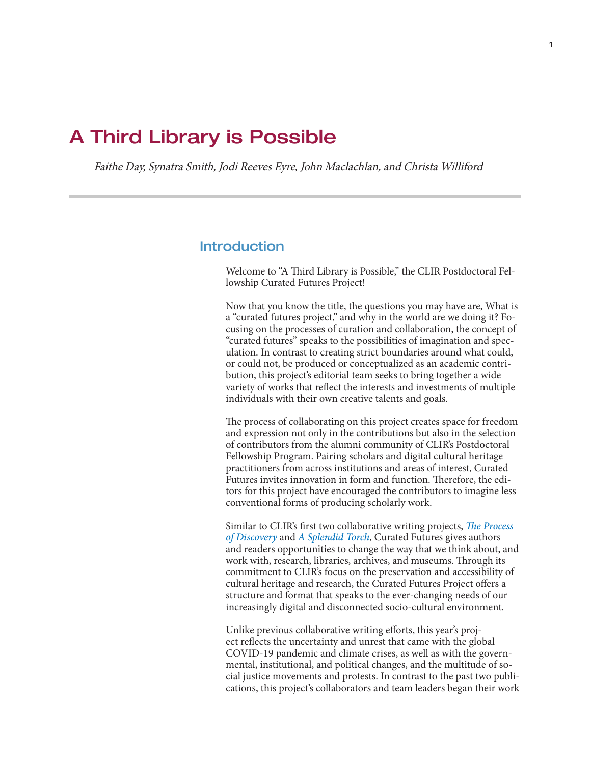# A Third Library is Possible

*Faithe Day, Synatra Smith, Jodi Reeves Eyre, John Maclachlan, and Christa Williford*

## Introduction

Welcome to "A Third Library is Possible," the CLIR Postdoctoral Fellowship Curated Futures Project!

Now that you know the title, the questions you may have are, What is a "curated futures project," and why in the world are we doing it? Focusing on the processes of curation and collaboration, the concept of "curated futures" speaks to the possibilities of imagination and speculation. In contrast to creating strict boundaries around what could, or could not, be produced or conceptualized as an academic contribution, this project's editorial team seeks to bring together a wide variety of works that reflect the interests and investments of multiple individuals with their own creative talents and goals.

The process of collaborating on this project creates space for freedom and expression not only in the contributions but also in the selection of contributors from the alumni community of CLIR's Postdoctoral Fellowship Program. Pairing scholars and digital cultural heritage practitioners from across institutions and areas of interest, Curated Futures invites innovation in form and function. Therefore, the editors for this project have encouraged the contributors to imagine less conventional forms of producing scholarly work.

Similar to CLIR's first two collaborative writing projects, *The Process of Discovery* and *A Splendid Torch*, Curated Futures gives authors and readers opportunities to change the way that we think about, and work with, research, libraries, archives, and museums. Through its commitment to CLIR's focus on the preservation and accessibility of cultural heritage and research, the Curated Futures Project offers a structure and format that speaks to the ever-changing needs of our increasingly digital and disconnected socio-cultural environment.

Unlike previous collaborative writing efforts, this year's project reflects the uncertainty and unrest that came with the global COVID-19 pandemic and climate crises, as well as with the governmental, institutional, and political changes, and the multitude of social justice movements and protests. In contrast to the past two publications, this project's collaborators and team leaders began their work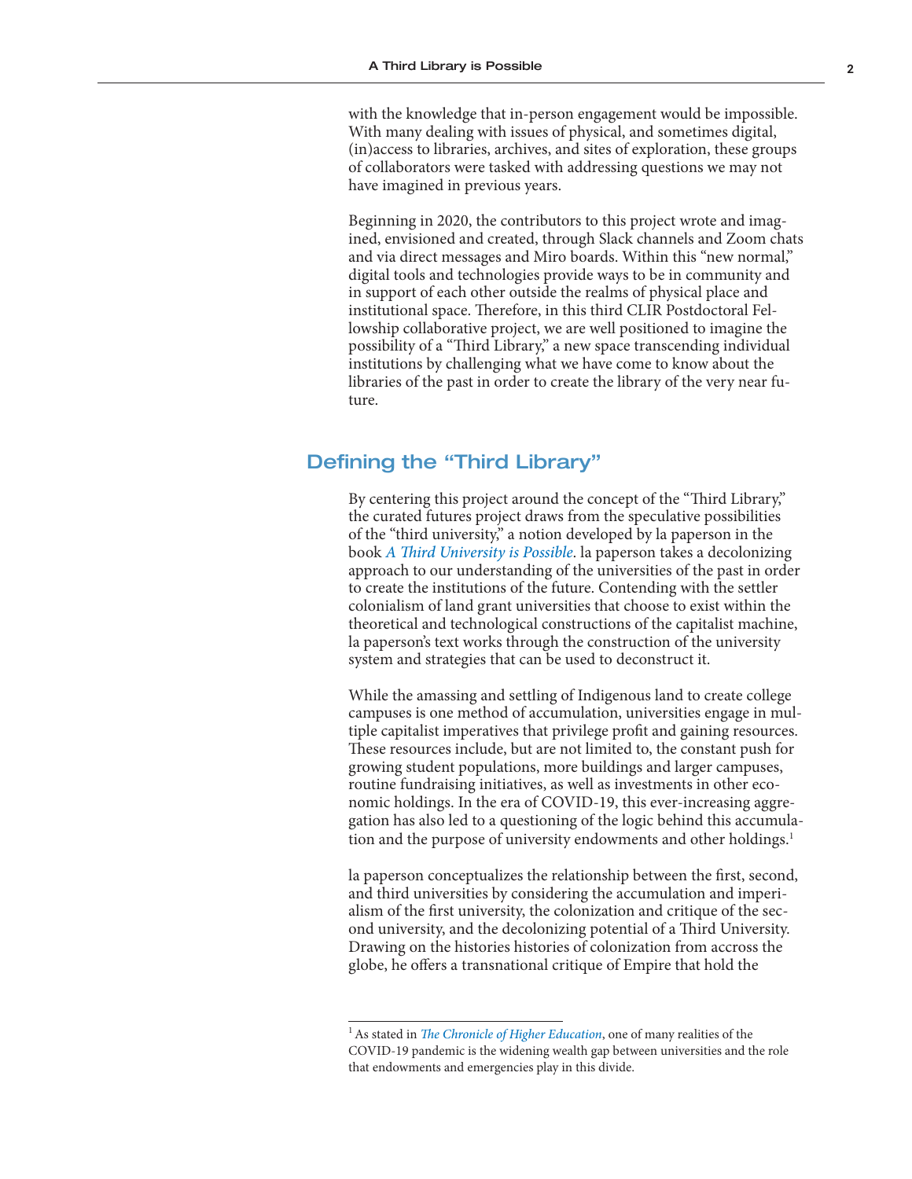with the knowledge that in-person engagement would be impossible. With many dealing with issues of physical, and sometimes digital, (in)access to libraries, archives, and sites of exploration, these groups of collaborators were tasked with addressing questions we may not have imagined in previous years.

Beginning in 2020, the contributors to this project wrote and imagined, envisioned and created, through Slack channels and Zoom chats and via direct messages and Miro boards. Within this "new normal," digital tools and technologies provide ways to be in community and in support of each other outside the realms of physical place and institutional space. Therefore, in this third CLIR Postdoctoral Fellowship collaborative project, we are well positioned to imagine the possibility of a "Third Library," a new space transcending individual institutions by challenging what we have come to know about the libraries of the past in order to create the library of the very near future.

## Defining the "Third Library"

By centering this project around the concept of the "Third Library," the curated futures project draws from the speculative possibilities of the "third university," a notion developed by la paperson in the book *A Third University is Possible*. la paperson takes a decolonizing approach to our understanding of the universities of the past in order to create the institutions of the future. Contending with the settler colonialism of land grant universities that choose to exist within the theoretical and technological constructions of the capitalist machine, la paperson's text works through the construction of the university system and strategies that can be used to deconstruct it.

While the amassing and settling of Indigenous land to create college campuses is one method of accumulation, universities engage in multiple capitalist imperatives that privilege profit and gaining resources. These resources include, but are not limited to, the constant push for growing student populations, more buildings and larger campuses, routine fundraising initiatives, as well as investments in other economic holdings. In the era of COVID-19, this ever-increasing aggregation has also led to a questioning of the logic behind this accumulation and the purpose of university endowments and other holdings.[1]

la paperson conceptualizes the relationship between the first, second, and third universities by considering the accumulation and imperialism of the first university, the colonization and critique of the second university, and the decolonizing potential of a Third University. Drawing on the histories histories of colonization from accross the globe, he offers a transnational critique of Empire that hold the

---

[1] As stated in *The Chronicle of Higher Education*, one of many realities of the COVID-19 pandemic is the widening wealth gap between universities and the role that endowments and emergencies play in this divide.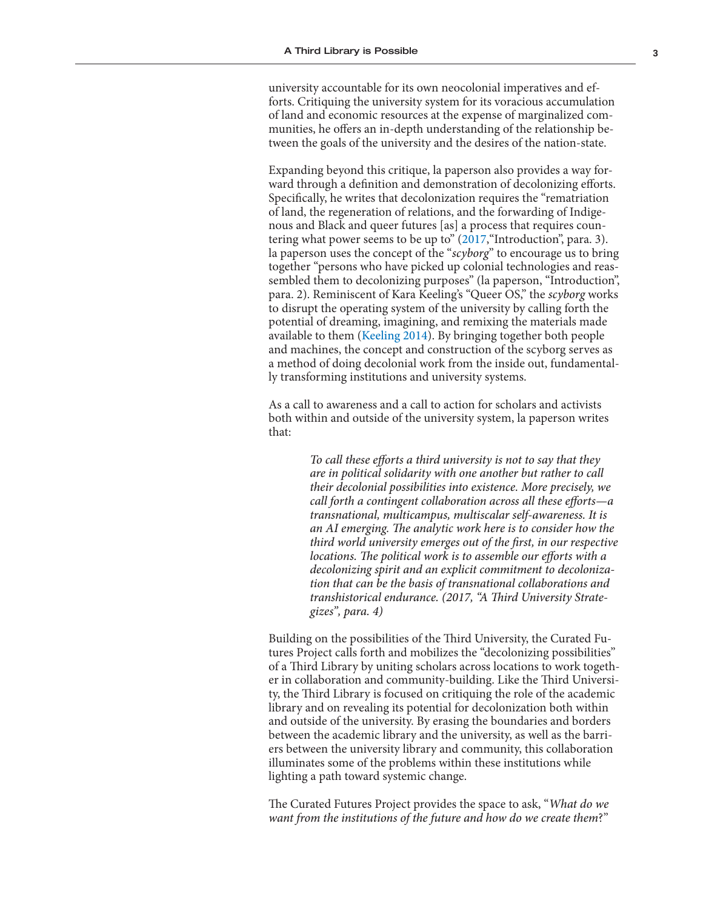university accountable for its own neocolonial imperatives and efforts. Critiquing the university system for its voracious accumulation of land and economic resources at the expense of marginalized communities, he offers an in-depth understanding of the relationship between the goals of the university and the desires of the nation-state.

Expanding beyond this critique, la paperson also provides a way forward through a definition and demonstration of decolonizing efforts. Specifically, he writes that decolonization requires the "rematriation of land, the regeneration of relations, and the forwarding of Indigenous and Black and queer futures [as] a process that requires countering what power seems to be up to" (2017,"Introduction", para. 3). la paperson uses the concept of the "*scyborg*" to encourage us to bring together "persons who have picked up colonial technologies and reassembled them to decolonizing purposes" (la paperson, "Introduction", para. 2). Reminiscent of Kara Keeling's "Queer OS," the *scyborg* works to disrupt the operating system of the university by calling forth the potential of dreaming, imagining, and remixing the materials made available to them (Keeling 2014). By bringing together both people and machines, the concept and construction of the scyborg serves as a method of doing decolonial work from the inside out, fundamentally transforming institutions and university systems.

As a call to awareness and a call to action for scholars and activists both within and outside of the university system, la paperson writes that:

> *To call these efforts a third university is not to say that they are in political solidarity with one another but rather to call their decolonial possibilities into existence. More precisely, we call forth a contingent collaboration across all these efforts—a transnational, multicampus, multiscalar self-awareness. It is an AI emerging. The analytic work here is to consider how the third world university emerges out of the first, in our respective locations. The political work is to assemble our efforts with a decolonizing spirit and an explicit commitment to decolonization that can be the basis of transnational collaborations and transhistorical endurance. (2017, "A Third University Strategizes", para. 4)*

Building on the possibilities of the Third University, the Curated Futures Project calls forth and mobilizes the "decolonizing possibilities" of a Third Library by uniting scholars across locations to work together in collaboration and community-building. Like the Third University, the Third Library is focused on critiquing the role of the academic library and on revealing its potential for decolonization both within and outside of the university. By erasing the boundaries and borders between the academic library and the university, as well as the barriers between the university library and community, this collaboration illuminates some of the problems within these institutions while lighting a path toward systemic change.

The Curated Futures Project provides the space to ask, "*What do we want from the institutions of the future and how do we create them*?"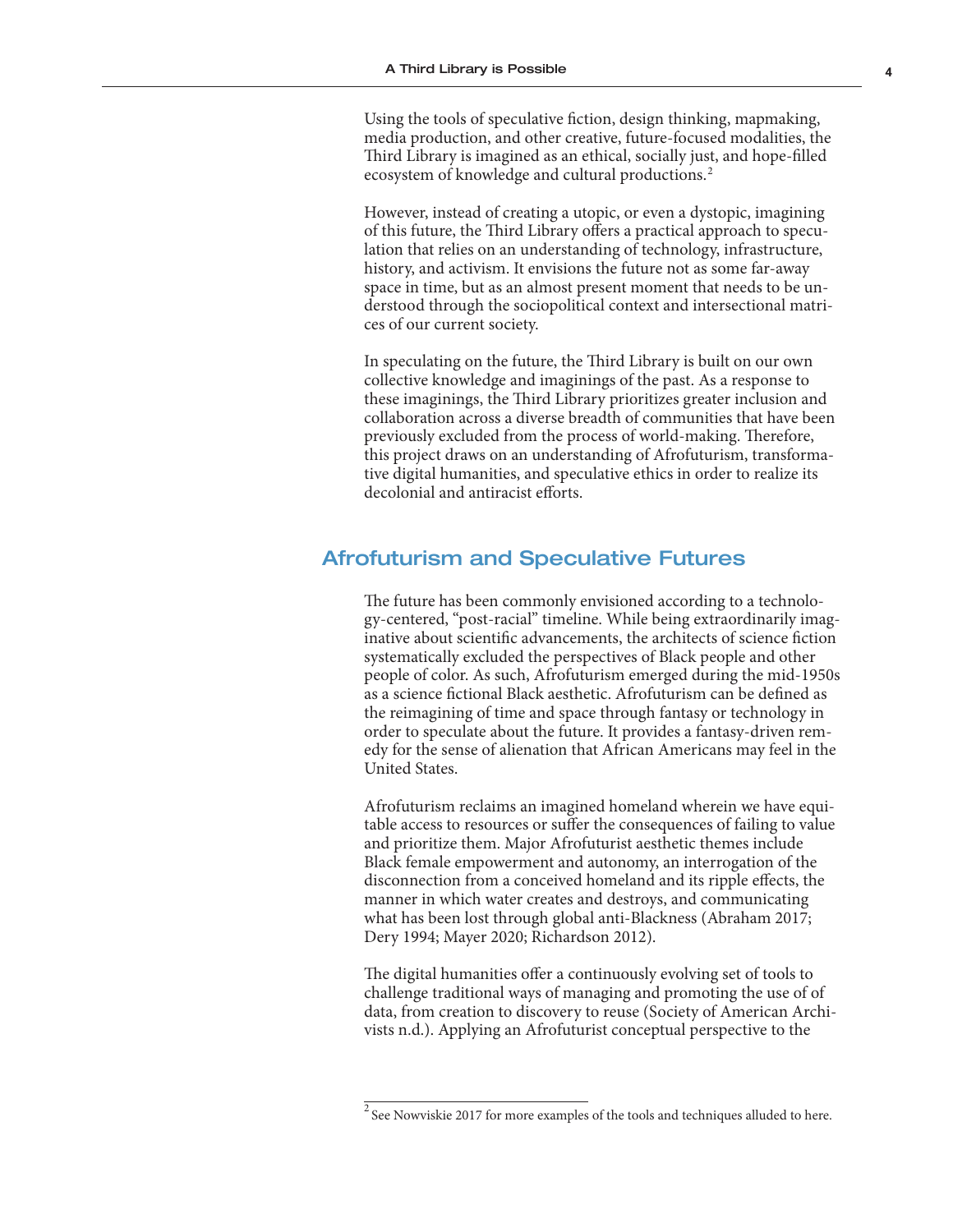Using the tools of speculative fiction, design thinking, mapmaking, media production, and other creative, future-focused modalities, the Third Library is imagined as an ethical, socially just, and hope-filled ecosystem of knowledge and cultural productions.[2]

However, instead of creating a utopic, or even a dystopic, imagining of this future, the Third Library offers a practical approach to speculation that relies on an understanding of technology, infrastructure, history, and activism. It envisions the future not as some far-away space in time, but as an almost present moment that needs to be understood through the sociopolitical context and intersectional matrices of our current society.

In speculating on the future, the Third Library is built on our own collective knowledge and imaginings of the past. As a response to these imaginings, the Third Library prioritizes greater inclusion and collaboration across a diverse breadth of communities that have been previously excluded from the process of world-making. Therefore, this project draws on an understanding of Afrofuturism, transformative digital humanities, and speculative ethics in order to realize its decolonial and antiracist efforts.

## Afrofuturism and Speculative Futures

The future has been commonly envisioned according to a technology-centered, "post-racial" timeline. While being extraordinarily imaginative about scientific advancements, the architects of science fiction systematically excluded the perspectives of Black people and other people of color. As such, Afrofuturism emerged during the mid-1950s as a science fictional Black aesthetic. Afrofuturism can be defined as the reimagining of time and space through fantasy or technology in order to speculate about the future. It provides a fantasy-driven remedy for the sense of alienation that African Americans may feel in the United States.

Afrofuturism reclaims an imagined homeland wherein we have equitable access to resources or suffer the consequences of failing to value and prioritize them. Major Afrofuturist aesthetic themes include Black female empowerment and autonomy, an interrogation of the disconnection from a conceived homeland and its ripple effects, the manner in which water creates and destroys, and communicating what has been lost through global anti-Blackness (Abraham 2017; Dery 1994; Mayer 2020; Richardson 2012).

The digital humanities offer a continuously evolving set of tools to challenge traditional ways of managing and promoting the use of of data, from creation to discovery to reuse (Society of American Archivists n.d.). Applying an Afrofuturist conceptual perspective to the

[2] See Nowviskie 2017 for more examples of the tools and techniques alluded to here.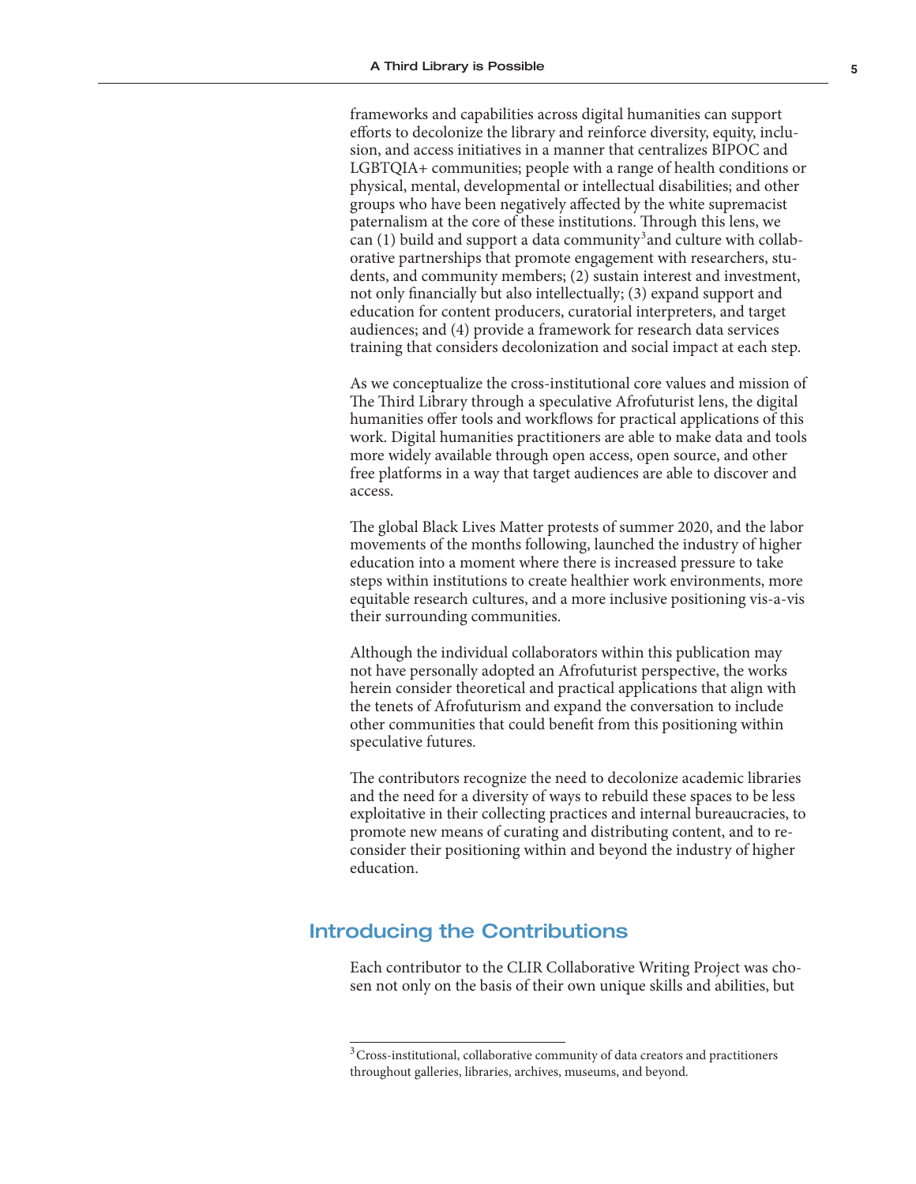frameworks and capabilities across digital humanities can support efforts to decolonize the library and reinforce diversity, equity, inclusion, and access initiatives in a manner that centralizes BIPOC and LGBTQIA+ communities; people with a range of health conditions or physical, mental, developmental or intellectual disabilities; and other groups who have been negatively affected by the white supremacist paternalism at the core of these institutions. Through this lens, we can (1) build and support a data community[3] and culture with collaborative partnerships that promote engagement with researchers, students, and community members; (2) sustain interest and investment, not only financially but also intellectually; (3) expand support and education for content producers, curatorial interpreters, and target audiences; and (4) provide a framework for research data services training that considers decolonization and social impact at each step.

As we conceptualize the cross-institutional core values and mission of The Third Library through a speculative Afrofuturist lens, the digital humanities offer tools and workflows for practical applications of this work. Digital humanities practitioners are able to make data and tools more widely available through open access, open source, and other free platforms in a way that target audiences are able to discover and access.

The global Black Lives Matter protests of summer 2020, and the labor movements of the months following, launched the industry of higher education into a moment where there is increased pressure to take steps within institutions to create healthier work environments, more equitable research cultures, and a more inclusive positioning vis-a-vis their surrounding communities.

Although the individual collaborators within this publication may not have personally adopted an Afrofuturist perspective, the works herein consider theoretical and practical applications that align with the tenets of Afrofuturism and expand the conversation to include other communities that could benefit from this positioning within speculative futures.

The contributors recognize the need to decolonize academic libraries and the need for a diversity of ways to rebuild these spaces to be less exploitative in their collecting practices and internal bureaucracies, to promote new means of curating and distributing content, and to reconsider their positioning within and beyond the industry of higher education.

## Introducing the Contributions

Each contributor to the CLIR Collaborative Writing Project was chosen not only on the basis of their own unique skills and abilities, but

---

[3] Cross-institutional, collaborative community of data creators and practitioners throughout galleries, libraries, archives, museums, and beyond.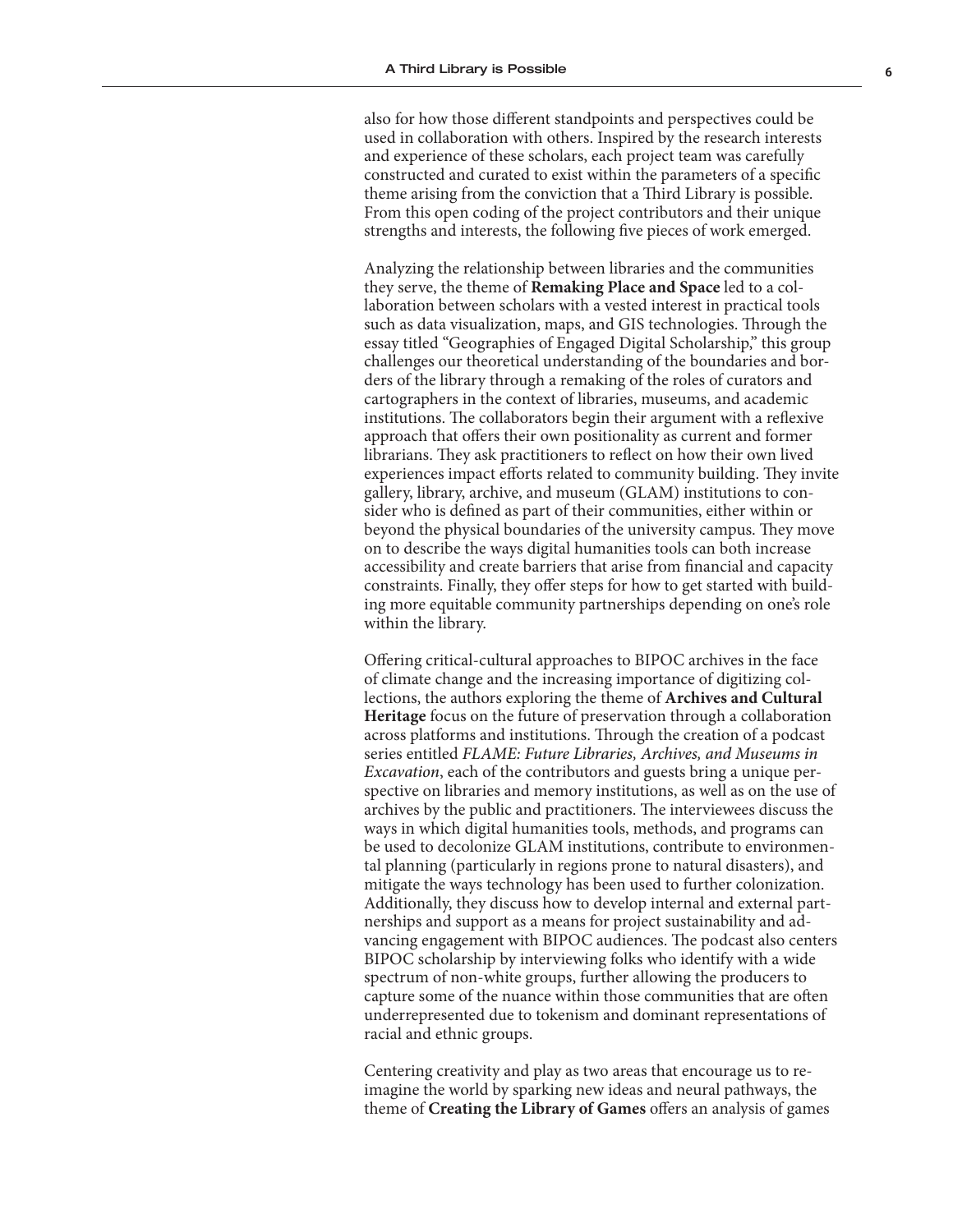also for how those different standpoints and perspectives could be used in collaboration with others. Inspired by the research interests and experience of these scholars, each project team was carefully constructed and curated to exist within the parameters of a specific theme arising from the conviction that a Third Library is possible. From this open coding of the project contributors and their unique strengths and interests, the following five pieces of work emerged.

Analyzing the relationship between libraries and the communities they serve, the theme of **Remaking Place and Space** led to a collaboration between scholars with a vested interest in practical tools such as data visualization, maps, and GIS technologies. Through the essay titled "Geographies of Engaged Digital Scholarship," this group challenges our theoretical understanding of the boundaries and borders of the library through a remaking of the roles of curators and cartographers in the context of libraries, museums, and academic institutions. The collaborators begin their argument with a reflexive approach that offers their own positionality as current and former librarians. They ask practitioners to reflect on how their own lived experiences impact efforts related to community building. They invite gallery, library, archive, and museum (GLAM) institutions to consider who is defined as part of their communities, either within or beyond the physical boundaries of the university campus. They move on to describe the ways digital humanities tools can both increase accessibility and create barriers that arise from financial and capacity constraints. Finally, they offer steps for how to get started with building more equitable community partnerships depending on one's role within the library.

Offering critical-cultural approaches to BIPOC archives in the face of climate change and the increasing importance of digitizing collections, the authors exploring the theme of **Archives and Cultural Heritage** focus on the future of preservation through a collaboration across platforms and institutions. Through the creation of a podcast series entitled *FLAME: Future Libraries, Archives, and Museums in Excavation*, each of the contributors and guests bring a unique perspective on libraries and memory institutions, as well as on the use of archives by the public and practitioners. The interviewees discuss the ways in which digital humanities tools, methods, and programs can be used to decolonize GLAM institutions, contribute to environmental planning (particularly in regions prone to natural disasters), and mitigate the ways technology has been used to further colonization. Additionally, they discuss how to develop internal and external partnerships and support as a means for project sustainability and advancing engagement with BIPOC audiences. The podcast also centers BIPOC scholarship by interviewing folks who identify with a wide spectrum of non-white groups, further allowing the producers to capture some of the nuance within those communities that are often underrepresented due to tokenism and dominant representations of racial and ethnic groups.

Centering creativity and play as two areas that encourage us to reimagine the world by sparking new ideas and neural pathways, the theme of **Creating the Library of Games** offers an analysis of games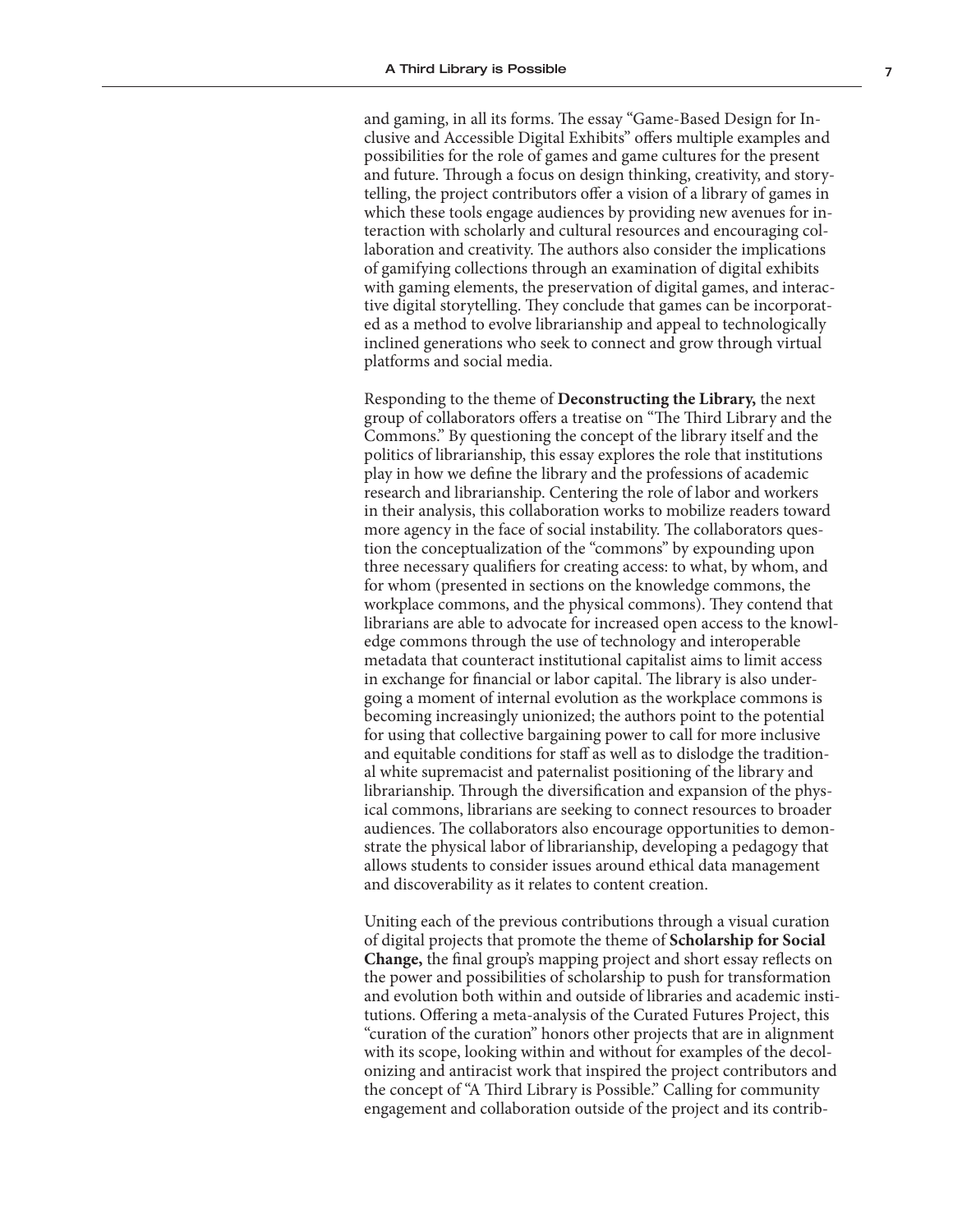and gaming, in all its forms. The essay "Game-Based Design for Inclusive and Accessible Digital Exhibits" offers multiple examples and possibilities for the role of games and game cultures for the present and future. Through a focus on design thinking, creativity, and storytelling, the project contributors offer a vision of a library of games in which these tools engage audiences by providing new avenues for interaction with scholarly and cultural resources and encouraging collaboration and creativity. The authors also consider the implications of gamifying collections through an examination of digital exhibits with gaming elements, the preservation of digital games, and interactive digital storytelling. They conclude that games can be incorporated as a method to evolve librarianship and appeal to technologically inclined generations who seek to connect and grow through virtual platforms and social media.

Responding to the theme of **Deconstructing the Library,** the next group of collaborators offers a treatise on "The Third Library and the Commons." By questioning the concept of the library itself and the politics of librarianship, this essay explores the role that institutions play in how we define the library and the professions of academic research and librarianship. Centering the role of labor and workers in their analysis, this collaboration works to mobilize readers toward more agency in the face of social instability. The collaborators question the conceptualization of the "commons" by expounding upon three necessary qualifiers for creating access: to what, by whom, and for whom (presented in sections on the knowledge commons, the workplace commons, and the physical commons). They contend that librarians are able to advocate for increased open access to the knowledge commons through the use of technology and interoperable metadata that counteract institutional capitalist aims to limit access in exchange for financial or labor capital. The library is also undergoing a moment of internal evolution as the workplace commons is becoming increasingly unionized; the authors point to the potential for using that collective bargaining power to call for more inclusive and equitable conditions for staff as well as to dislodge the traditional white supremacist and paternalist positioning of the library and librarianship. Through the diversification and expansion of the physical commons, librarians are seeking to connect resources to broader audiences. The collaborators also encourage opportunities to demonstrate the physical labor of librarianship, developing a pedagogy that allows students to consider issues around ethical data management and discoverability as it relates to content creation.

Uniting each of the previous contributions through a visual curation of digital projects that promote the theme of **Scholarship for Social Change,** the final group's mapping project and short essay reflects on the power and possibilities of scholarship to push for transformation and evolution both within and outside of libraries and academic institutions. Offering a meta-analysis of the Curated Futures Project, this "curation of the curation" honors other projects that are in alignment with its scope, looking within and without for examples of the decolonizing and antiracist work that inspired the project contributors and the concept of "A Third Library is Possible." Calling for community engagement and collaboration outside of the project and its contrib-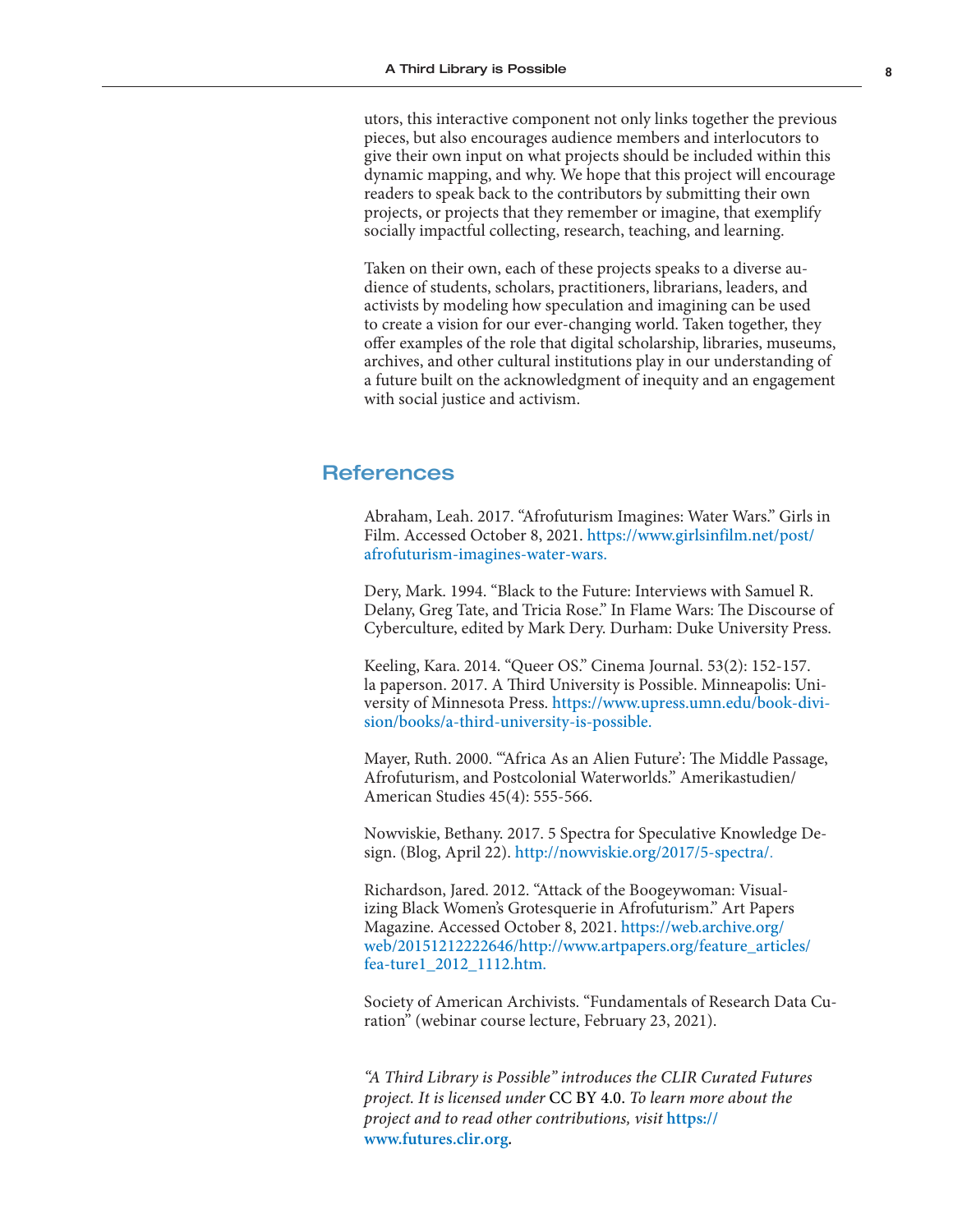utors, this interactive component not only links together the previous pieces, but also encourages audience members and interlocutors to give their own input on what projects should be included within this dynamic mapping, and why. We hope that this project will encourage readers to speak back to the contributors by submitting their own projects, or projects that they remember or imagine, that exemplify socially impactful collecting, research, teaching, and learning.

Taken on their own, each of these projects speaks to a diverse audience of students, scholars, practitioners, librarians, leaders, and activists by modeling how speculation and imagining can be used to create a vision for our ever-changing world. Taken together, they offer examples of the role that digital scholarship, libraries, museums, archives, and other cultural institutions play in our understanding of a future built on the acknowledgment of inequity and an engagement with social justice and activism.

## References

Abraham, Leah. 2017. "Afrofuturism Imagines: Water Wars." Girls in Film. Accessed October 8, 2021. https://www.girlsinfilm.net/post/afrofuturism-imagines-water-wars.

Dery, Mark. 1994. "Black to the Future: Interviews with Samuel R. Delany, Greg Tate, and Tricia Rose." In Flame Wars: The Discourse of Cyberculture, edited by Mark Dery. Durham: Duke University Press.

Keeling, Kara. 2014. "Queer OS." Cinema Journal. 53(2): 152-157.
la paperson. 2017. A Third University is Possible. Minneapolis: University of Minnesota Press. https://www.upress.umn.edu/book-division/books/a-third-university-is-possible.

Mayer, Ruth. 2000. "'Africa As an Alien Future': The Middle Passage, Afrofuturism, and Postcolonial Waterworlds." Amerikastudien/American Studies 45(4): 555-566.

Nowviskie, Bethany. 2017. 5 Spectra for Speculative Knowledge Design. (Blog, April 22). http://nowviskie.org/2017/5-spectra/.

Richardson, Jared. 2012. "Attack of the Boogeywoman: Visualizing Black Women's Grotesquerie in Afrofuturism." Art Papers Magazine. Accessed October 8, 2021. https://web.archive.org/web/20151212222646/http://www.artpapers.org/feature_articles/fea-ture1_2012_1112.htm.

Society of American Archivists. "Fundamentals of Research Data Curation" (webinar course lecture, February 23, 2021).

*"A Third Library is Possible" introduces the CLIR Curated Futures project. It is licensed under* CC BY 4.0. *To learn more about the project and to read other contributions, visit* **https://www.futures.clir.org**.